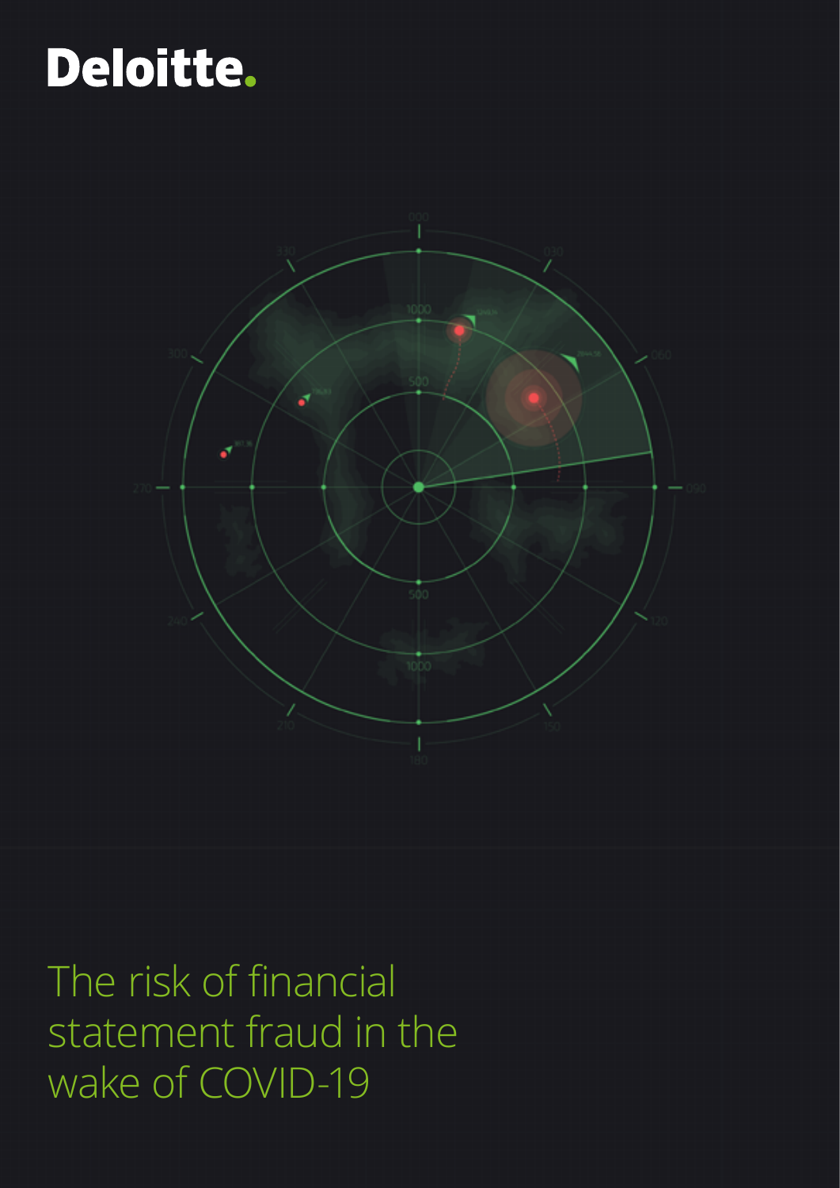Deloitte.

# The risk of financial statement fraud in the wake of COVID-19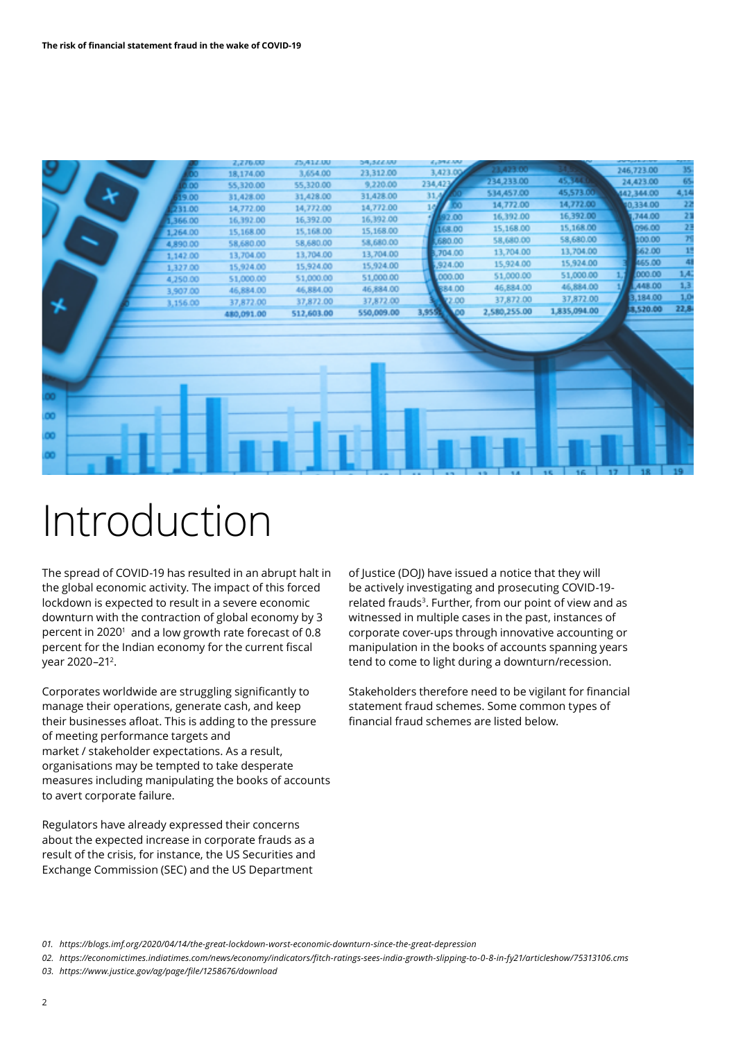# Introduction

The spread of COVID-19 has resulted in an abrupt halt in the global economic activity. The impact of this forced lockdown is expected to result in a severe economic downturn with the contraction of global economy by 3 percent in 2020[1] and a low growth rate forecast of 0.8 percent for the Indian economy for the current fiscal year 2020–21[2].

Corporates worldwide are struggling significantly to manage their operations, generate cash, and keep their businesses afloat. This is adding to the pressure of meeting performance targets and market / stakeholder expectations. As a result, organisations may be tempted to take desperate measures including manipulating the books of accounts to avert corporate failure.

Regulators have already expressed their concerns about the expected increase in corporate frauds as a result of the crisis, for instance, the US Securities and Exchange Commission (SEC) and the US Department of Justice (DOJ) have issued a notice that they will be actively investigating and prosecuting COVID-19-related frauds[3]. Further, from our point of view and as witnessed in multiple cases in the past, instances of corporate cover-ups through innovative accounting or manipulation in the books of accounts spanning years tend to come to light during a downturn/recession.

Stakeholders therefore need to be vigilant for financial statement fraud schemes. Some common types of financial fraud schemes are listed below.

*01. https://blogs.imf.org/2020/04/14/the-great-lockdown-worst-economic-downturn-since-the-great-depression*

*02. https://economictimes.indiatimes.com/news/economy/indicators/fitch-ratings-sees-india-growth-slipping-to-0-8-in-fy21/articleshow/75313106.cms*

*03. https://www.justice.gov/ag/page/file/1258676/download*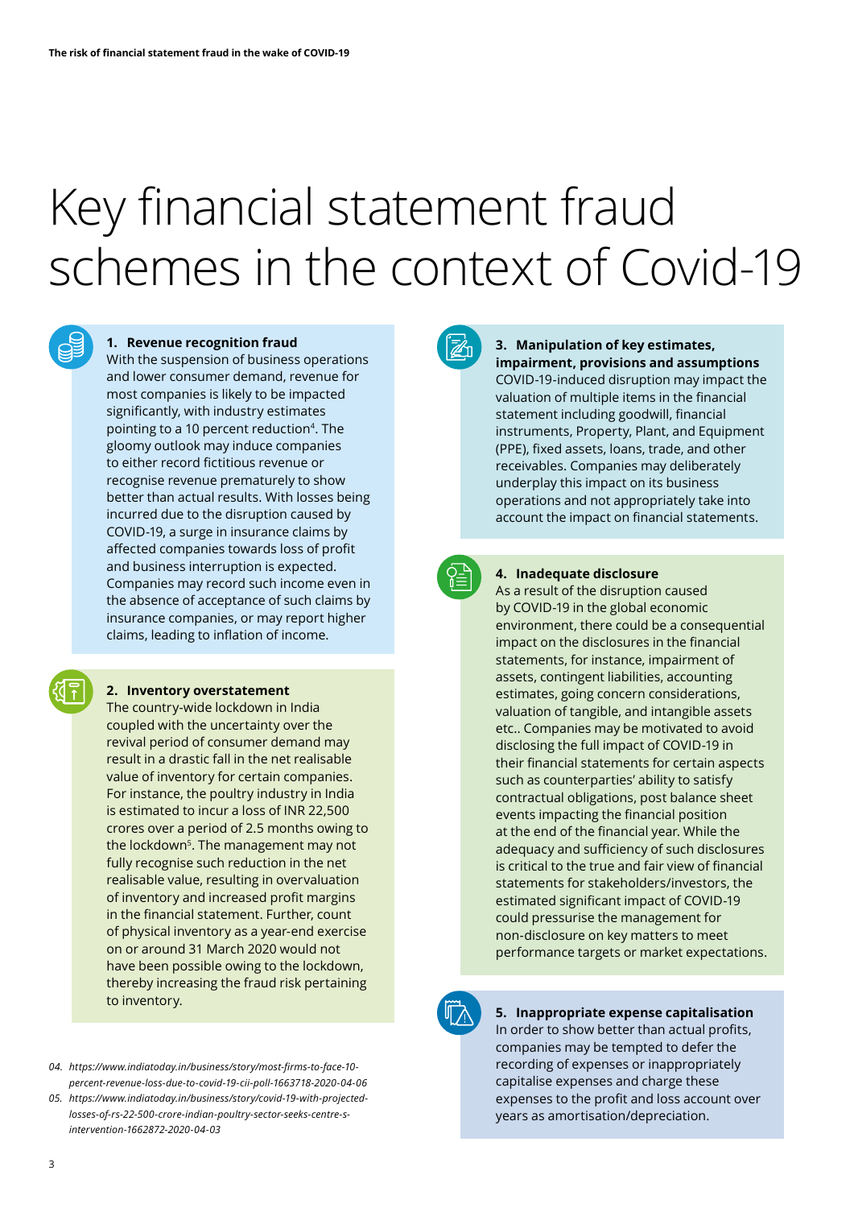# Key financial statement fraud schemes in the context of Covid-19

### 1. Revenue recognition fraud

With the suspension of business operations and lower consumer demand, revenue for most companies is likely to be impacted significantly, with industry estimates pointing to a 10 percent reduction[4]. The gloomy outlook may induce companies to either record fictitious revenue or recognise revenue prematurely to show better than actual results. With losses being incurred due to the disruption caused by COVID-19, a surge in insurance claims by affected companies towards loss of profit and business interruption is expected. Companies may record such income even in the absence of acceptance of such claims by insurance companies, or may report higher claims, leading to inflation of income.

### 2. Inventory overstatement

The country-wide lockdown in India coupled with the uncertainty over the revival period of consumer demand may result in a drastic fall in the net realisable value of inventory for certain companies. For instance, the poultry industry in India is estimated to incur a loss of INR 22,500 crores over a period of 2.5 months owing to the lockdown[5]. The management may not fully recognise such reduction in the net realisable value, resulting in overvaluation of inventory and increased profit margins in the financial statement. Further, count of physical inventory as a year-end exercise on or around 31 March 2020 would not have been possible owing to the lockdown, thereby increasing the fraud risk pertaining to inventory.

### 3. Manipulation of key estimates, impairment, provisions and assumptions

COVID-19-induced disruption may impact the valuation of multiple items in the financial statement including goodwill, financial instruments, Property, Plant, and Equipment (PPE), fixed assets, loans, trade, and other receivables. Companies may deliberately underplay this impact on its business operations and not appropriately take into account the impact on financial statements.

### 4. Inadequate disclosure

As a result of the disruption caused by COVID-19 in the global economic environment, there could be a consequential impact on the disclosures in the financial statements, for instance, impairment of assets, contingent liabilities, accounting estimates, going concern considerations, valuation of tangible, and intangible assets etc.. Companies may be motivated to avoid disclosing the full impact of COVID-19 in their financial statements for certain aspects such as counterparties' ability to satisfy contractual obligations, post balance sheet events impacting the financial position at the end of the financial year. While the adequacy and sufficiency of such disclosures is critical to the true and fair view of financial statements for stakeholders/investors, the estimated significant impact of COVID-19 could pressurise the management for non-disclosure on key matters to meet performance targets or market expectations.

### 5. Inappropriate expense capitalisation

In order to show better than actual profits, companies may be tempted to defer the recording of expenses or inappropriately capitalise expenses and charge these expenses to the profit and loss account over years as amortisation/depreciation.

---

*04. https://www.indiatoday.in/business/story/most-firms-to-face-10-percent-revenue-loss-due-to-covid-19-cii-poll-1663718-2020-04-06*

*05. https://www.indiatoday.in/business/story/covid-19-with-projected-losses-of-rs-22-500-crore-indian-poultry-sector-seeks-centre-s-intervention-1662872-2020-04-03*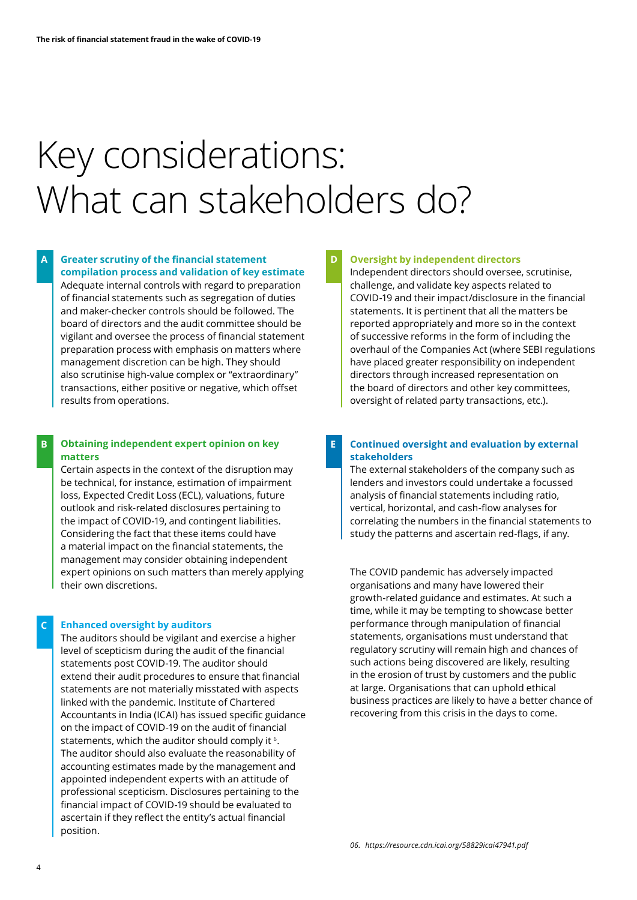# Key considerations: What can stakeholders do?

### A Greater scrutiny of the financial statement compilation process and validation of key estimate

Adequate internal controls with regard to preparation of financial statements such as segregation of duties and maker-checker controls should be followed. The board of directors and the audit committee should be vigilant and oversee the process of financial statement preparation process with emphasis on matters where management discretion can be high. They should also scrutinise high-value complex or "extraordinary" transactions, either positive or negative, which offset results from operations.

### B Obtaining independent expert opinion on key matters

Certain aspects in the context of the disruption may be technical, for instance, estimation of impairment loss, Expected Credit Loss (ECL), valuations, future outlook and risk-related disclosures pertaining to the impact of COVID-19, and contingent liabilities. Considering the fact that these items could have a material impact on the financial statements, the management may consider obtaining independent expert opinions on such matters than merely applying their own discretions.

### C Enhanced oversight by auditors

The auditors should be vigilant and exercise a higher level of scepticism during the audit of the financial statements post COVID-19. The auditor should extend their audit procedures to ensure that financial statements are not materially misstated with aspects linked with the pandemic. Institute of Chartered Accountants in India (ICAI) has issued specific guidance on the impact of COVID-19 on the audit of financial statements, which the auditor should comply it [6]. The auditor should also evaluate the reasonability of accounting estimates made by the management and appointed independent experts with an attitude of professional scepticism. Disclosures pertaining to the financial impact of COVID-19 should be evaluated to ascertain if they reflect the entity's actual financial position.

### D Oversight by independent directors

Independent directors should oversee, scrutinise, challenge, and validate key aspects related to COVID-19 and their impact/disclosure in the financial statements. It is pertinent that all the matters be reported appropriately and more so in the context of successive reforms in the form of including the overhaul of the Companies Act (where SEBI regulations have placed greater responsibility on independent directors through increased representation on the board of directors and other key committees, oversight of related party transactions, etc.).

### E Continued oversight and evaluation by external stakeholders

The external stakeholders of the company such as lenders and investors could undertake a focussed analysis of financial statements including ratio, vertical, horizontal, and cash-flow analyses for correlating the numbers in the financial statements to study the patterns and ascertain red-flags, if any.

The COVID pandemic has adversely impacted organisations and many have lowered their growth-related guidance and estimates. At such a time, while it may be tempting to showcase better performance through manipulation of financial statements, organisations must understand that regulatory scrutiny will remain high and chances of such actions being discovered are likely, resulting in the erosion of trust by customers and the public at large. Organisations that can uphold ethical business practices are likely to have a better chance of recovering from this crisis in the days to come.

*06. https://resource.cdn.icai.org/58829icai47941.pdf*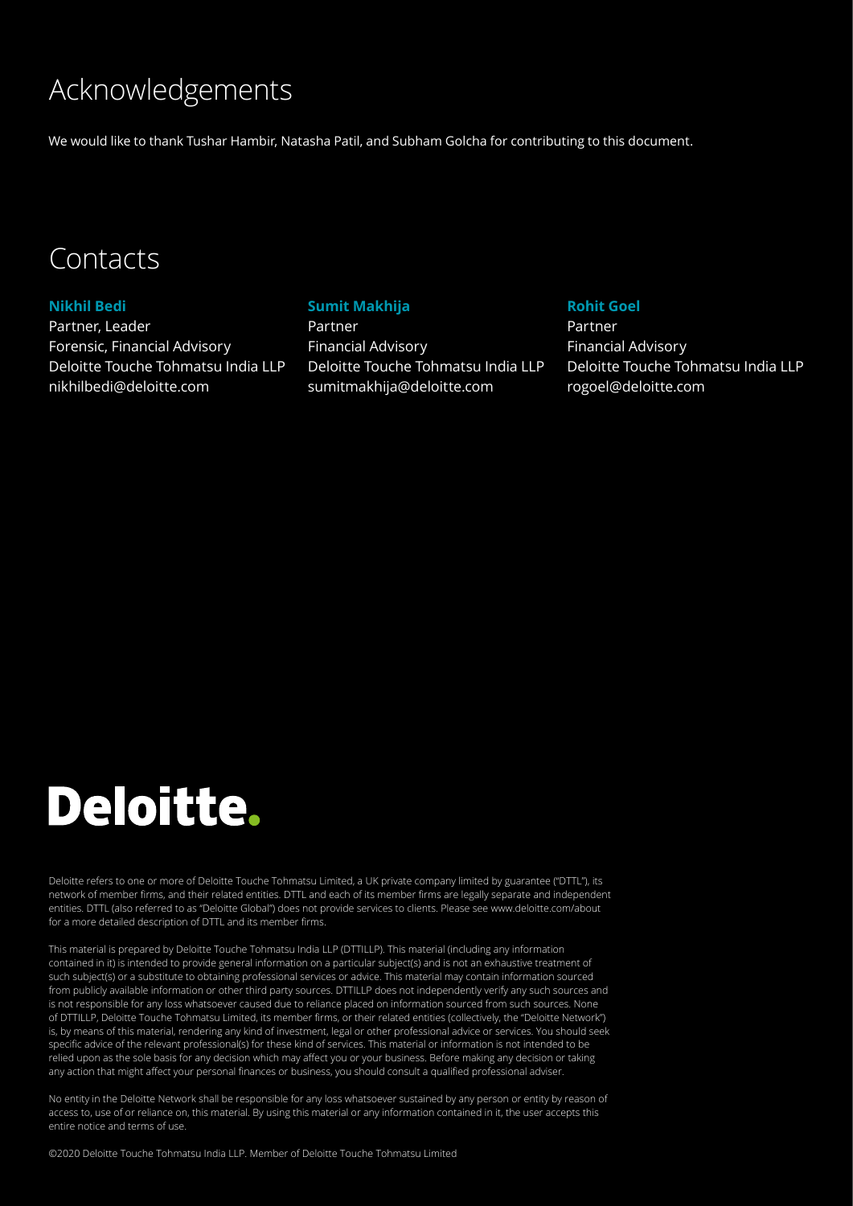# Acknowledgements

We would like to thank Tushar Hambir, Natasha Patil, and Subham Golcha for contributing to this document.

# Contacts

**Nikhil Bedi**
Partner, Leader
Forensic, Financial Advisory
Deloitte Touche Tohmatsu India LLP
nikhilbedi@deloitte.com

**Sumit Makhija**
Partner
Financial Advisory
Deloitte Touche Tohmatsu India LLP
sumitmakhija@deloitte.com

**Rohit Goel**
Partner
Financial Advisory
Deloitte Touche Tohmatsu India LLP
rogoel@deloitte.com

Deloitte.

Deloitte refers to one or more of Deloitte Touche Tohmatsu Limited, a UK private company limited by guarantee ("DTTL"), its network of member firms, and their related entities. DTTL and each of its member firms are legally separate and independent entities. DTTL (also referred to as "Deloitte Global") does not provide services to clients. Please see www.deloitte.com/about for a more detailed description of DTTL and its member firms.

This material is prepared by Deloitte Touche Tohmatsu India LLP (DTTILLP). This material (including any information contained in it) is intended to provide general information on a particular subject(s) and is not an exhaustive treatment of such subject(s) or a substitute to obtaining professional services or advice. This material may contain information sourced from publicly available information or other third party sources. DTTILLP does not independently verify any such sources and is not responsible for any loss whatsoever caused due to reliance placed on information sourced from such sources. None of DTTILLP, Deloitte Touche Tohmatsu Limited, its member firms, or their related entities (collectively, the "Deloitte Network") is, by means of this material, rendering any kind of investment, legal or other professional advice or services. You should seek specific advice of the relevant professional(s) for these kind of services. This material or information is not intended to be relied upon as the sole basis for any decision which may affect you or your business. Before making any decision or taking any action that might affect your personal finances or business, you should consult a qualified professional adviser.

No entity in the Deloitte Network shall be responsible for any loss whatsoever sustained by any person or entity by reason of access to, use of or reliance on, this material. By using this material or any information contained in it, the user accepts this entire notice and terms of use.

©2020 Deloitte Touche Tohmatsu India LLP. Member of Deloitte Touche Tohmatsu Limited